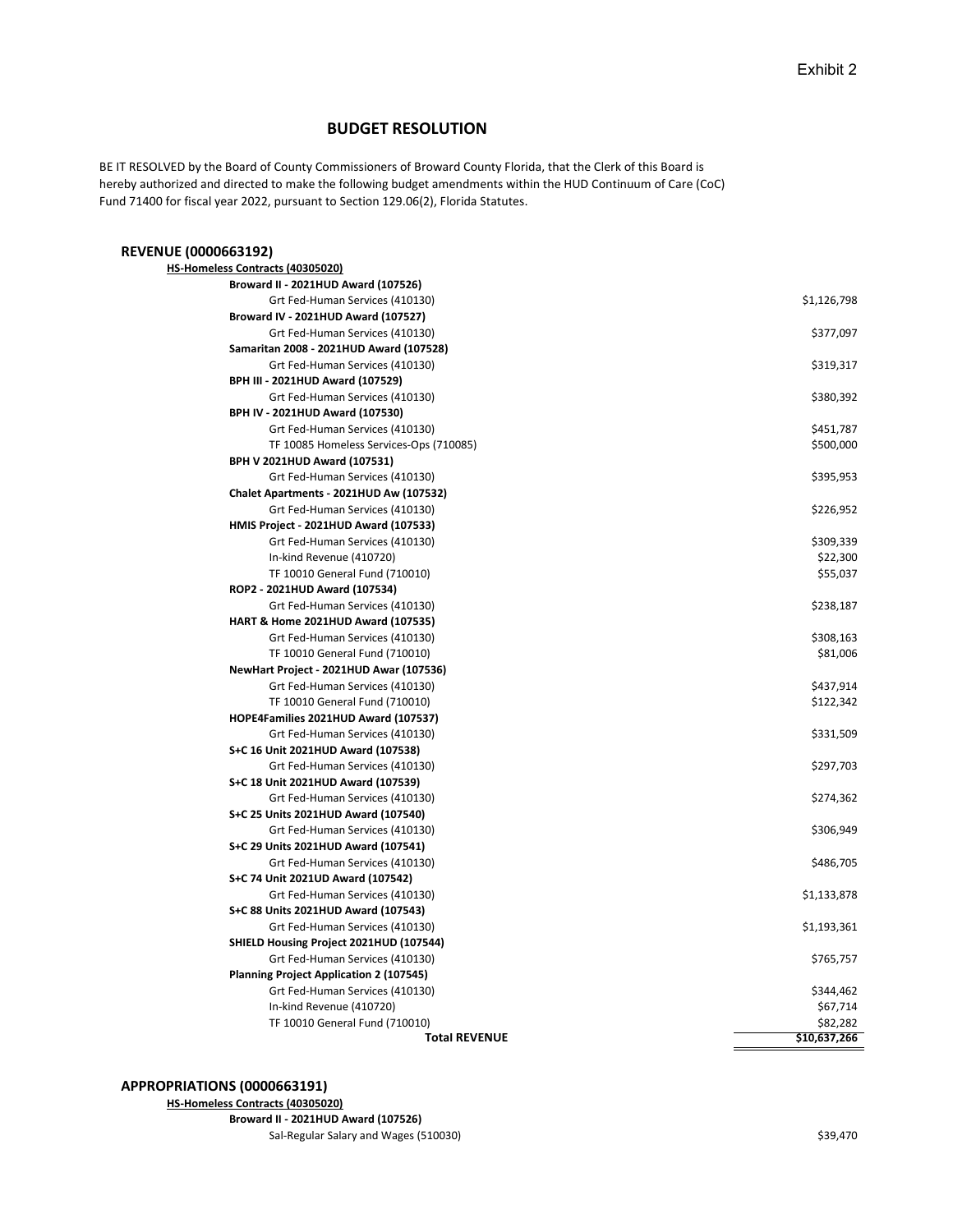Exhibit 2

## BUDGET RESOLUTION

BE IT RESOLVED by the Board of County Commissioners of Broward County Florida, that the Clerk of this Board is hereby authorized and directed to make the following budget amendments within the HUD Continuum of Care (CoC) Fund 71400 for fiscal year 2022, pursuant to Section 129.06(2), Florida Statutes.

### REVENUE (0000663192)

| Item | Amount |
|---|---|
| **HS-Homeless Contracts (40305020)** | |
| **Broward II - 2021HUD Award (107526)** | |
| Grt Fed-Human Services (410130) | $1,126,798 |
| **Broward IV - 2021HUD Award (107527)** | |
| Grt Fed-Human Services (410130) | $377,097 |
| **Samaritan 2008 - 2021HUD Award (107528)** | |
| Grt Fed-Human Services (410130) | $319,317 |
| **BPH III - 2021HUD Award (107529)** | |
| Grt Fed-Human Services (410130) | $380,392 |
| **BPH IV - 2021HUD Award (107530)** | |
| Grt Fed-Human Services (410130) | $451,787 |
| TF 10085 Homeless Services-Ops (710085) | $500,000 |
| **BPH V 2021HUD Award (107531)** | |
| Grt Fed-Human Services (410130) | $395,953 |
| **Chalet Apartments - 2021HUD Aw (107532)** | |
| Grt Fed-Human Services (410130) | $226,952 |
| **HMIS Project - 2021HUD Award (107533)** | |
| Grt Fed-Human Services (410130) | $309,339 |
| In-kind Revenue (410720) | $22,300 |
| TF 10010 General Fund (710010) | $55,037 |
| **ROP2 - 2021HUD Award (107534)** | |
| Grt Fed-Human Services (410130) | $238,187 |
| **HART & Home 2021HUD Award (107535)** | |
| Grt Fed-Human Services (410130) | $308,163 |
| TF 10010 General Fund (710010) | $81,006 |
| **NewHart Project - 2021HUD Awar (107536)** | |
| Grt Fed-Human Services (410130) | $437,914 |
| TF 10010 General Fund (710010) | $122,342 |
| **HOPE4Families 2021HUD Award (107537)** | |
| Grt Fed-Human Services (410130) | $331,509 |
| **S+C 16 Unit 2021HUD Award (107538)** | |
| Grt Fed-Human Services (410130) | $297,703 |
| **S+C 18 Unit 2021HUD Award (107539)** | |
| Grt Fed-Human Services (410130) | $274,362 |
| **S+C 25 Units 2021HUD Award (107540)** | |
| Grt Fed-Human Services (410130) | $306,949 |
| **S+C 29 Units 2021HUD Award (107541)** | |
| Grt Fed-Human Services (410130) | $486,705 |
| **S+C 74 Unit 2021UD Award (107542)** | |
| Grt Fed-Human Services (410130) | $1,133,878 |
| **S+C 88 Units 2021HUD Award (107543)** | |
| Grt Fed-Human Services (410130) | $1,193,361 |
| **SHIELD Housing Project 2021HUD (107544)** | |
| Grt Fed-Human Services (410130) | $765,757 |
| **Planning Project Application 2 (107545)** | |
| Grt Fed-Human Services (410130) | $344,462 |
| In-kind Revenue (410720) | $67,714 |
| TF 10010 General Fund (710010) | $82,282 |
| **Total REVENUE** | **$10,637,266** |

### APPROPRIATIONS (0000663191)

| Item | Amount |
|---|---|
| **HS-Homeless Contracts (40305020)** | |
| **Broward II - 2021HUD Award (107526)** | |
| Sal-Regular Salary and Wages (510030) | $39,470 |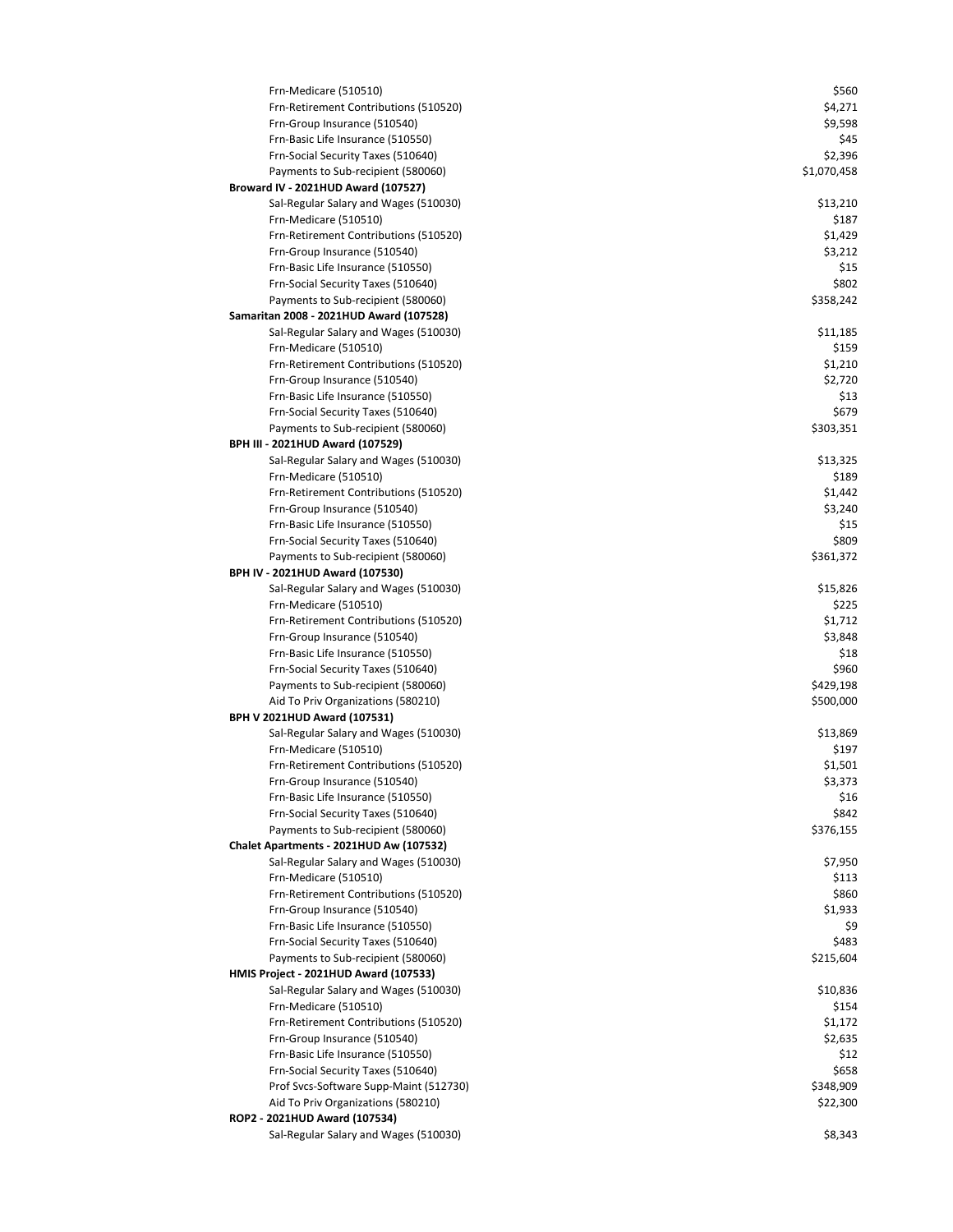| Item | Amount |
|---|---|
| Frn-Medicare (510510) | $560 |
| Frn-Retirement Contributions (510520) | $4,271 |
| Frn-Group Insurance (510540) | $9,598 |
| Frn-Basic Life Insurance (510550) | $45 |
| Frn-Social Security Taxes (510640) | $2,396 |
| Payments to Sub-recipient (580060) | $1,070,458 |
| **Broward IV - 2021HUD Award (107527)** | |
| Sal-Regular Salary and Wages (510030) | $13,210 |
| Frn-Medicare (510510) | $187 |
| Frn-Retirement Contributions (510520) | $1,429 |
| Frn-Group Insurance (510540) | $3,212 |
| Frn-Basic Life Insurance (510550) | $15 |
| Frn-Social Security Taxes (510640) | $802 |
| Payments to Sub-recipient (580060) | $358,242 |
| **Samaritan 2008 - 2021HUD Award (107528)** | |
| Sal-Regular Salary and Wages (510030) | $11,185 |
| Frn-Medicare (510510) | $159 |
| Frn-Retirement Contributions (510520) | $1,210 |
| Frn-Group Insurance (510540) | $2,720 |
| Frn-Basic Life Insurance (510550) | $13 |
| Frn-Social Security Taxes (510640) | $679 |
| Payments to Sub-recipient (580060) | $303,351 |
| **BPH III - 2021HUD Award (107529)** | |
| Sal-Regular Salary and Wages (510030) | $13,325 |
| Frn-Medicare (510510) | $189 |
| Frn-Retirement Contributions (510520) | $1,442 |
| Frn-Group Insurance (510540) | $3,240 |
| Frn-Basic Life Insurance (510550) | $15 |
| Frn-Social Security Taxes (510640) | $809 |
| Payments to Sub-recipient (580060) | $361,372 |
| **BPH IV - 2021HUD Award (107530)** | |
| Sal-Regular Salary and Wages (510030) | $15,826 |
| Frn-Medicare (510510) | $225 |
| Frn-Retirement Contributions (510520) | $1,712 |
| Frn-Group Insurance (510540) | $3,848 |
| Frn-Basic Life Insurance (510550) | $18 |
| Frn-Social Security Taxes (510640) | $960 |
| Payments to Sub-recipient (580060) | $429,198 |
| Aid To Priv Organizations (580210) | $500,000 |
| **BPH V 2021HUD Award (107531)** | |
| Sal-Regular Salary and Wages (510030) | $13,869 |
| Frn-Medicare (510510) | $197 |
| Frn-Retirement Contributions (510520) | $1,501 |
| Frn-Group Insurance (510540) | $3,373 |
| Frn-Basic Life Insurance (510550) | $16 |
| Frn-Social Security Taxes (510640) | $842 |
| Payments to Sub-recipient (580060) | $376,155 |
| **Chalet Apartments - 2021HUD Aw (107532)** | |
| Sal-Regular Salary and Wages (510030) | $7,950 |
| Frn-Medicare (510510) | $113 |
| Frn-Retirement Contributions (510520) | $860 |
| Frn-Group Insurance (510540) | $1,933 |
| Frn-Basic Life Insurance (510550) | $9 |
| Frn-Social Security Taxes (510640) | $483 |
| Payments to Sub-recipient (580060) | $215,604 |
| **HMIS Project - 2021HUD Award (107533)** | |
| Sal-Regular Salary and Wages (510030) | $10,836 |
| Frn-Medicare (510510) | $154 |
| Frn-Retirement Contributions (510520) | $1,172 |
| Frn-Group Insurance (510540) | $2,635 |
| Frn-Basic Life Insurance (510550) | $12 |
| Frn-Social Security Taxes (510640) | $658 |
| Prof Svcs-Software Supp-Maint (512730) | $348,909 |
| Aid To Priv Organizations (580210) | $22,300 |
| **ROP2 - 2021HUD Award (107534)** | |
| Sal-Regular Salary and Wages (510030) | $8,343 |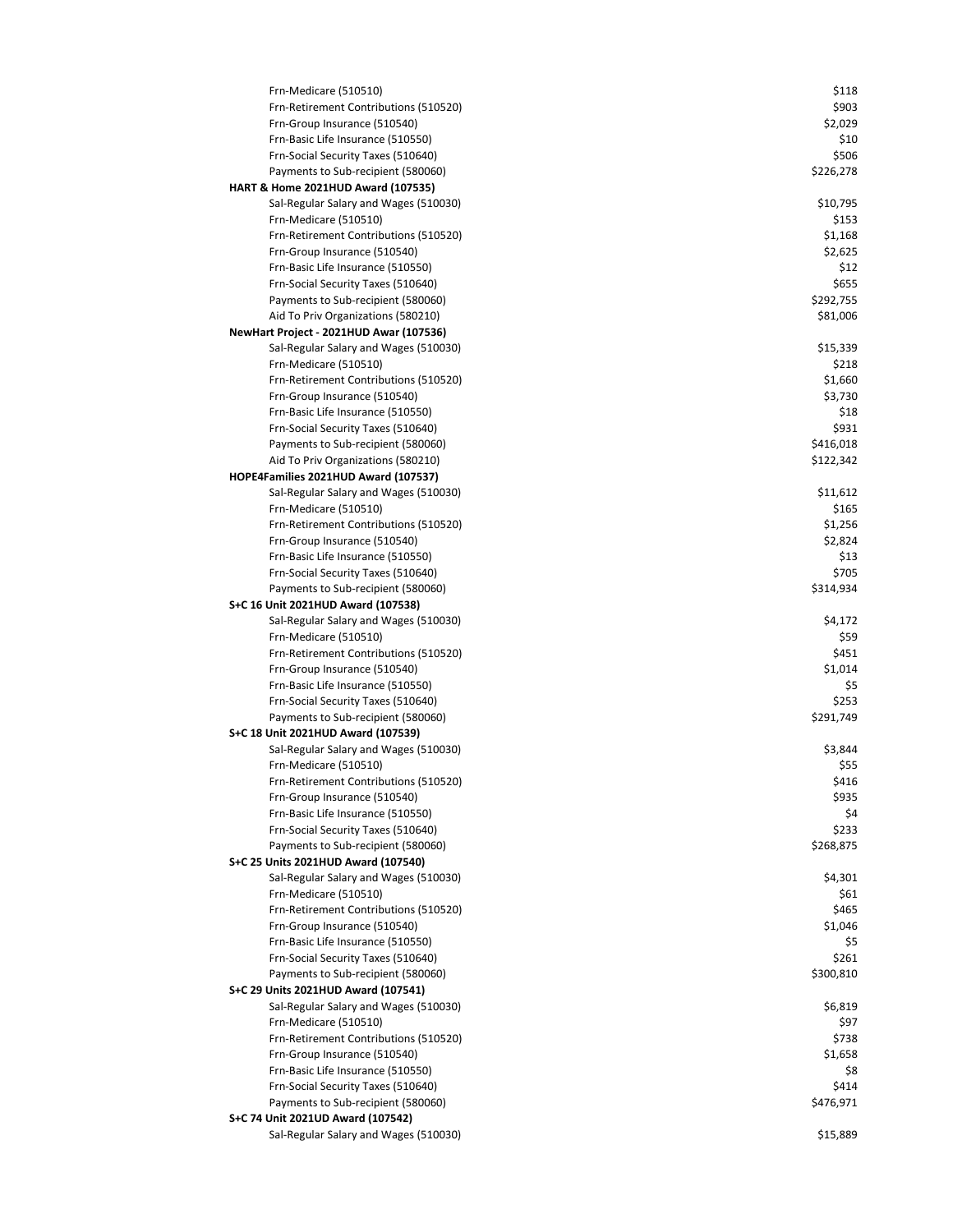| Item | Amount |
|---|---|
| Frn-Medicare (510510) | $118 |
| Frn-Retirement Contributions (510520) | $903 |
| Frn-Group Insurance (510540) | $2,029 |
| Frn-Basic Life Insurance (510550) | $10 |
| Frn-Social Security Taxes (510640) | $506 |
| Payments to Sub-recipient (580060) | $226,278 |
| **HART & Home 2021HUD Award (107535)** | |
| Sal-Regular Salary and Wages (510030) | $10,795 |
| Frn-Medicare (510510) | $153 |
| Frn-Retirement Contributions (510520) | $1,168 |
| Frn-Group Insurance (510540) | $2,625 |
| Frn-Basic Life Insurance (510550) | $12 |
| Frn-Social Security Taxes (510640) | $655 |
| Payments to Sub-recipient (580060) | $292,755 |
| Aid To Priv Organizations (580210) | $81,006 |
| **NewHart Project - 2021HUD Awar (107536)** | |
| Sal-Regular Salary and Wages (510030) | $15,339 |
| Frn-Medicare (510510) | $218 |
| Frn-Retirement Contributions (510520) | $1,660 |
| Frn-Group Insurance (510540) | $3,730 |
| Frn-Basic Life Insurance (510550) | $18 |
| Frn-Social Security Taxes (510640) | $931 |
| Payments to Sub-recipient (580060) | $416,018 |
| Aid To Priv Organizations (580210) | $122,342 |
| **HOPE4Families 2021HUD Award (107537)** | |
| Sal-Regular Salary and Wages (510030) | $11,612 |
| Frn-Medicare (510510) | $165 |
| Frn-Retirement Contributions (510520) | $1,256 |
| Frn-Group Insurance (510540) | $2,824 |
| Frn-Basic Life Insurance (510550) | $13 |
| Frn-Social Security Taxes (510640) | $705 |
| Payments to Sub-recipient (580060) | $314,934 |
| **S+C 16 Unit 2021HUD Award (107538)** | |
| Sal-Regular Salary and Wages (510030) | $4,172 |
| Frn-Medicare (510510) | $59 |
| Frn-Retirement Contributions (510520) | $451 |
| Frn-Group Insurance (510540) | $1,014 |
| Frn-Basic Life Insurance (510550) | $5 |
| Frn-Social Security Taxes (510640) | $253 |
| Payments to Sub-recipient (580060) | $291,749 |
| **S+C 18 Unit 2021HUD Award (107539)** | |
| Sal-Regular Salary and Wages (510030) | $3,844 |
| Frn-Medicare (510510) | $55 |
| Frn-Retirement Contributions (510520) | $416 |
| Frn-Group Insurance (510540) | $935 |
| Frn-Basic Life Insurance (510550) | $4 |
| Frn-Social Security Taxes (510640) | $233 |
| Payments to Sub-recipient (580060) | $268,875 |
| **S+C 25 Units 2021HUD Award (107540)** | |
| Sal-Regular Salary and Wages (510030) | $4,301 |
| Frn-Medicare (510510) | $61 |
| Frn-Retirement Contributions (510520) | $465 |
| Frn-Group Insurance (510540) | $1,046 |
| Frn-Basic Life Insurance (510550) | $5 |
| Frn-Social Security Taxes (510640) | $261 |
| Payments to Sub-recipient (580060) | $300,810 |
| **S+C 29 Units 2021HUD Award (107541)** | |
| Sal-Regular Salary and Wages (510030) | $6,819 |
| Frn-Medicare (510510) | $97 |
| Frn-Retirement Contributions (510520) | $738 |
| Frn-Group Insurance (510540) | $1,658 |
| Frn-Basic Life Insurance (510550) | $8 |
| Frn-Social Security Taxes (510640) | $414 |
| Payments to Sub-recipient (580060) | $476,971 |
| **S+C 74 Unit 2021UD Award (107542)** | |
| Sal-Regular Salary and Wages (510030) | $15,889 |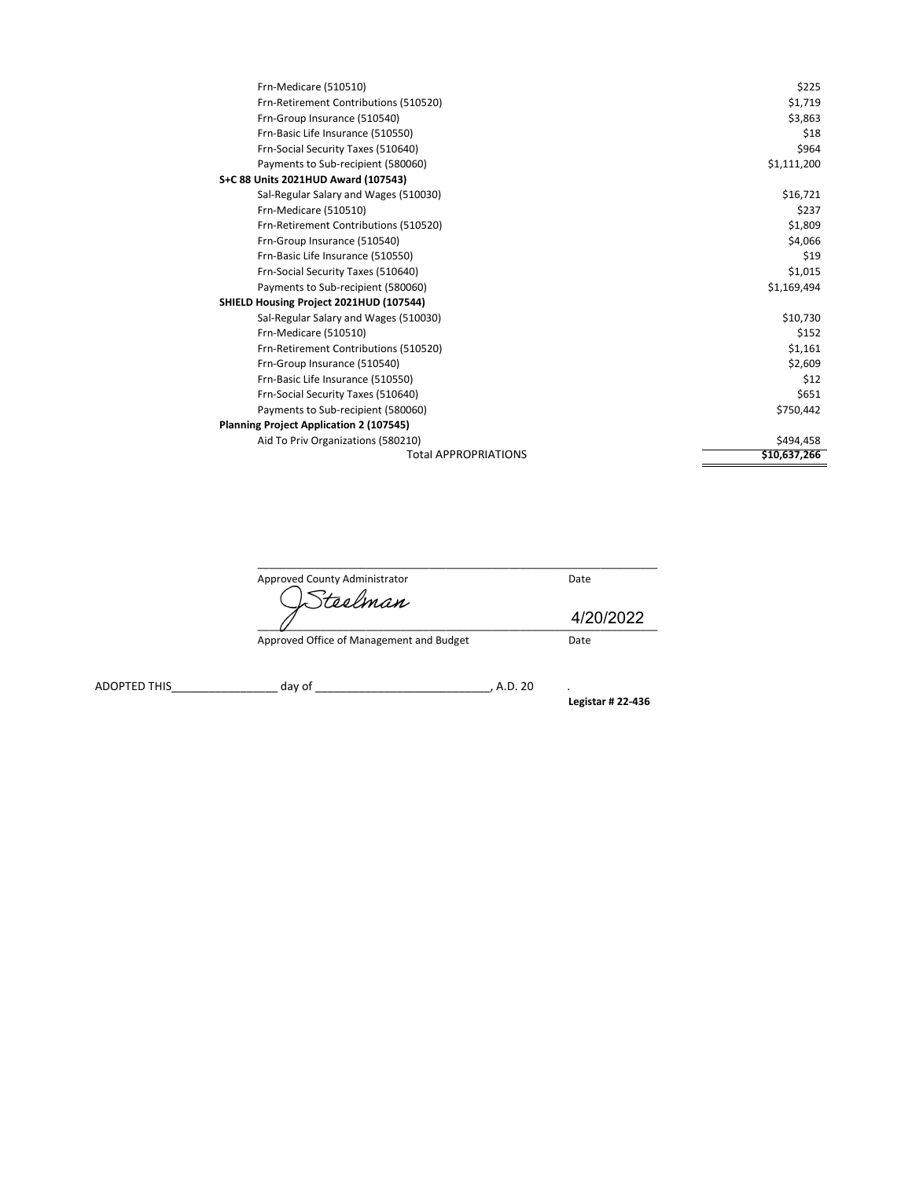| | |
|---|---|
| Frn-Medicare (510510) | $225 |
| Frn-Retirement Contributions (510520) | $1,719 |
| Frn-Group Insurance (510540) | $3,863 |
| Frn-Basic Life Insurance (510550) | $18 |
| Frn-Social Security Taxes (510640) | $964 |
| Payments to Sub-recipient (580060) | $1,111,200 |
| **S+C 88 Units 2021HUD Award (107543)** | |
| Sal-Regular Salary and Wages (510030) | $16,721 |
| Frn-Medicare (510510) | $237 |
| Frn-Retirement Contributions (510520) | $1,809 |
| Frn-Group Insurance (510540) | $4,066 |
| Frn-Basic Life Insurance (510550) | $19 |
| Frn-Social Security Taxes (510640) | $1,015 |
| Payments to Sub-recipient (580060) | $1,169,494 |
| **SHIELD Housing Project 2021HUD (107544)** | |
| Sal-Regular Salary and Wages (510030) | $10,730 |
| Frn-Medicare (510510) | $152 |
| Frn-Retirement Contributions (510520) | $1,161 |
| Frn-Group Insurance (510540) | $2,609 |
| Frn-Basic Life Insurance (510550) | $12 |
| Frn-Social Security Taxes (510640) | $651 |
| Payments to Sub-recipient (580060) | $750,442 |
| **Planning Project Application 2 (107545)** | |
| Aid To Priv Organizations (580210) | $494,458 |
| Total APPROPRIATIONS | $10,637,266 |

\_\_\_\_\_\_\_\_\_\_\_\_\_\_\_\_\_\_\_\_\_\_\_\_\_\_\_\_\_\_\_\_\_\_\_\_\_\_\_\_\_\_\_\_

Approved County Administrator Date

JSteelman 4/20/2022

Approved Office of Management and Budget Date

ADOPTED THIS\_\_\_\_\_\_\_\_\_\_\_\_\_\_\_\_ day of \_\_\_\_\_\_\_\_\_\_\_\_\_\_\_\_\_\_\_\_\_\_\_\_\_\_\_, A.D. 20 .

**Legistar # 22-436**